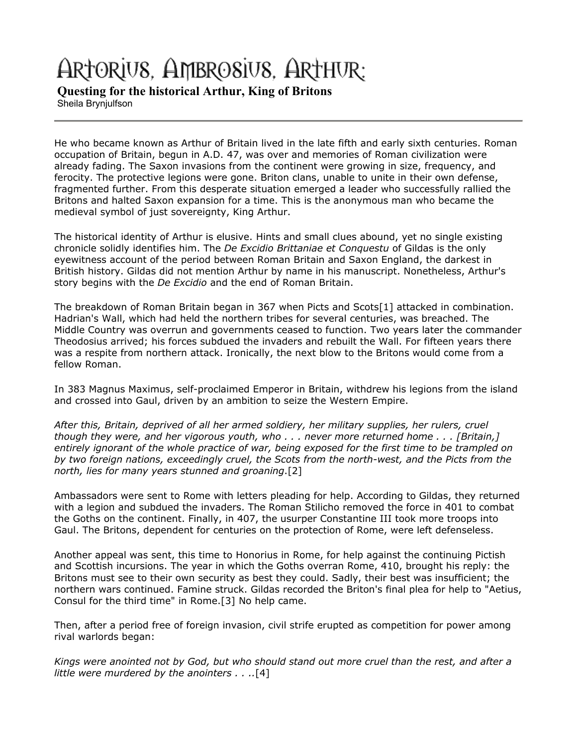# Artorius, Ambrosius, Arthur:

**Questing for the historical Arthur, King of Britons**

Sheila Bryniulfson

---

He who became known as Arthur of Britain lived in the late fifth and early sixth centuries. Roman occupation of Britain, begun in A.D. 47, was over and memories of Roman civilization were already fading. The Saxon invasions from the continent were growing in size, frequency, and ferocity. The protective legions were gone. Briton clans, unable to unite in their own defense, fragmented further. From this desperate situation emerged a leader who successfully rallied the Britons and halted Saxon expansion for a time. This is the anonymous man who became the medieval symbol of just sovereignty, King Arthur.

The historical identity of Arthur is elusive. Hints and small clues abound, yet no single existing chronicle solidly identifies him. The *De Excidio Brittaniae et Conquestu* of Gildas is the only eyewitness account of the period between Roman Britain and Saxon England, the darkest in British history. Gildas did not mention Arthur by name in his manuscript. Nonetheless, Arthur's story begins with the *De Excidio* and the end of Roman Britain.

The breakdown of Roman Britain began in 367 when Picts and Scots[1] attacked in combination. Hadrian's Wall, which had held the northern tribes for several centuries, was breached. The Middle Country was overrun and governments ceased to function. Two years later the commander Theodosius arrived; his forces subdued the invaders and rebuilt the Wall. For fifteen years there was a respite from northern attack. Ironically, the next blow to the Britons would come from a fellow Roman.

In 383 Magnus Maximus, self-proclaimed Emperor in Britain, withdrew his legions from the island and crossed into Gaul, driven by an ambition to seize the Western Empire.

*After this, Britain, deprived of all her armed soldiery, her military supplies, her rulers, cruel though they were, and her vigorous youth, who . . . never more returned home . . . [Britain,] entirely ignorant of the whole practice of war, being exposed for the first time to be trampled on by two foreign nations, exceedingly cruel, the Scots from the north-west, and the Picts from the north, lies for many years stunned and groaning*.[2]

Ambassadors were sent to Rome with letters pleading for help. According to Gildas, they returned with a legion and subdued the invaders. The Roman Stilicho removed the force in 401 to combat the Goths on the continent. Finally, in 407, the usurper Constantine III took more troops into Gaul. The Britons, dependent for centuries on the protection of Rome, were left defenseless.

Another appeal was sent, this time to Honorius in Rome, for help against the continuing Pictish and Scottish incursions. The year in which the Goths overran Rome, 410, brought his reply: the Britons must see to their own security as best they could. Sadly, their best was insufficient; the northern wars continued. Famine struck. Gildas recorded the Briton's final plea for help to "Aetius, Consul for the third time" in Rome.[3] No help came.

Then, after a period free of foreign invasion, civil strife erupted as competition for power among rival warlords began:

*Kings were anointed not by God, but who should stand out more cruel than the rest, and after a little were murdered by the anointers . . ..*[4]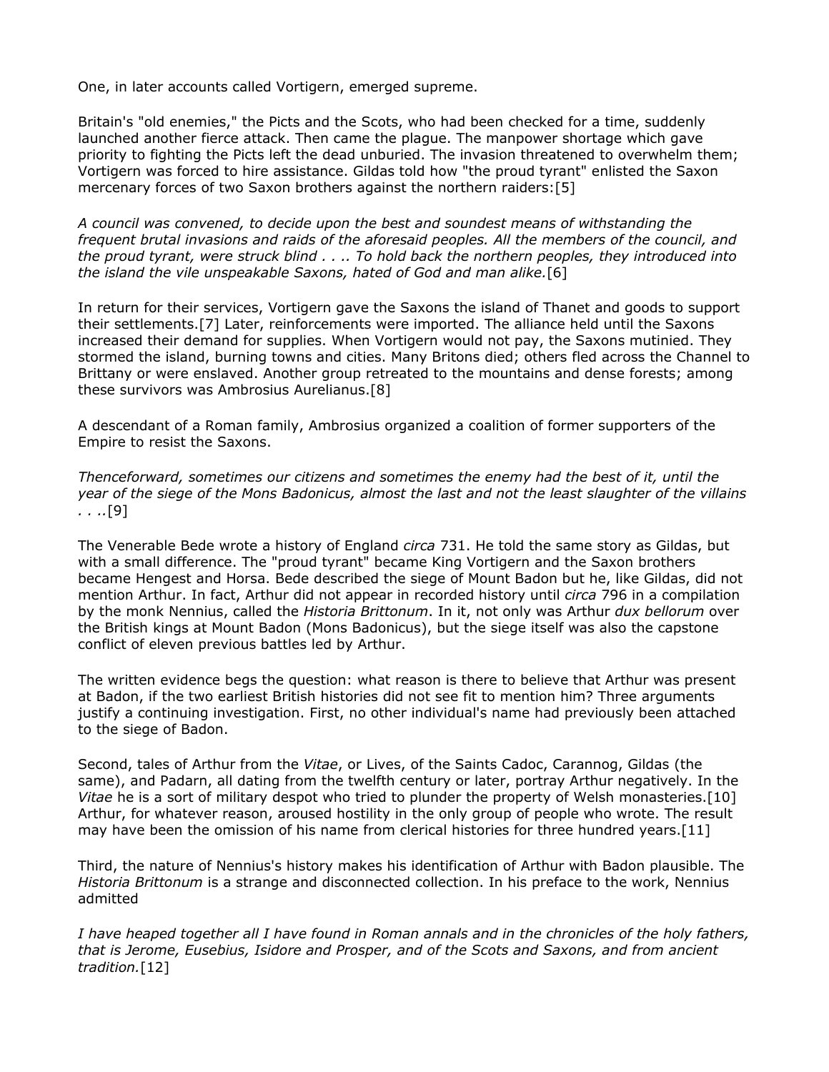One, in later accounts called Vortigern, emerged supreme.

Britain's "old enemies," the Picts and the Scots, who had been checked for a time, suddenly launched another fierce attack. Then came the plague. The manpower shortage which gave priority to fighting the Picts left the dead unburied. The invasion threatened to overwhelm them; Vortigern was forced to hire assistance. Gildas told how "the proud tyrant" enlisted the Saxon mercenary forces of two Saxon brothers against the northern raiders:[5]

*A council was convened, to decide upon the best and soundest means of withstanding the frequent brutal invasions and raids of the aforesaid peoples. All the members of the council, and the proud tyrant, were struck blind . . .. To hold back the northern peoples, they introduced into the island the vile unspeakable Saxons, hated of God and man alike.*[6]

In return for their services, Vortigern gave the Saxons the island of Thanet and goods to support their settlements.[7] Later, reinforcements were imported. The alliance held until the Saxons increased their demand for supplies. When Vortigern would not pay, the Saxons mutinied. They stormed the island, burning towns and cities. Many Britons died; others fled across the Channel to Brittany or were enslaved. Another group retreated to the mountains and dense forests; among these survivors was Ambrosius Aurelianus.[8]

A descendant of a Roman family, Ambrosius organized a coalition of former supporters of the Empire to resist the Saxons.

*Thenceforward, sometimes our citizens and sometimes the enemy had the best of it, until the year of the siege of the Mons Badonicus, almost the last and not the least slaughter of the villains . . ..*[9]

The Venerable Bede wrote a history of England *circa* 731. He told the same story as Gildas, but with a small difference. The "proud tyrant" became King Vortigern and the Saxon brothers became Hengest and Horsa. Bede described the siege of Mount Badon but he, like Gildas, did not mention Arthur. In fact, Arthur did not appear in recorded history until *circa* 796 in a compilation by the monk Nennius, called the *Historia Brittonum*. In it, not only was Arthur *dux bellorum* over the British kings at Mount Badon (Mons Badonicus), but the siege itself was also the capstone conflict of eleven previous battles led by Arthur.

The written evidence begs the question: what reason is there to believe that Arthur was present at Badon, if the two earliest British histories did not see fit to mention him? Three arguments justify a continuing investigation. First, no other individual's name had previously been attached to the siege of Badon.

Second, tales of Arthur from the *Vitae*, or Lives, of the Saints Cadoc, Carannog, Gildas (the same), and Padarn, all dating from the twelfth century or later, portray Arthur negatively. In the *Vitae* he is a sort of military despot who tried to plunder the property of Welsh monasteries.[10] Arthur, for whatever reason, aroused hostility in the only group of people who wrote. The result may have been the omission of his name from clerical histories for three hundred years.[11]

Third, the nature of Nennius's history makes his identification of Arthur with Badon plausible. The *Historia Brittonum* is a strange and disconnected collection. In his preface to the work, Nennius admitted

*I have heaped together all I have found in Roman annals and in the chronicles of the holy fathers, that is Jerome, Eusebius, Isidore and Prosper, and of the Scots and Saxons, and from ancient tradition.*[12]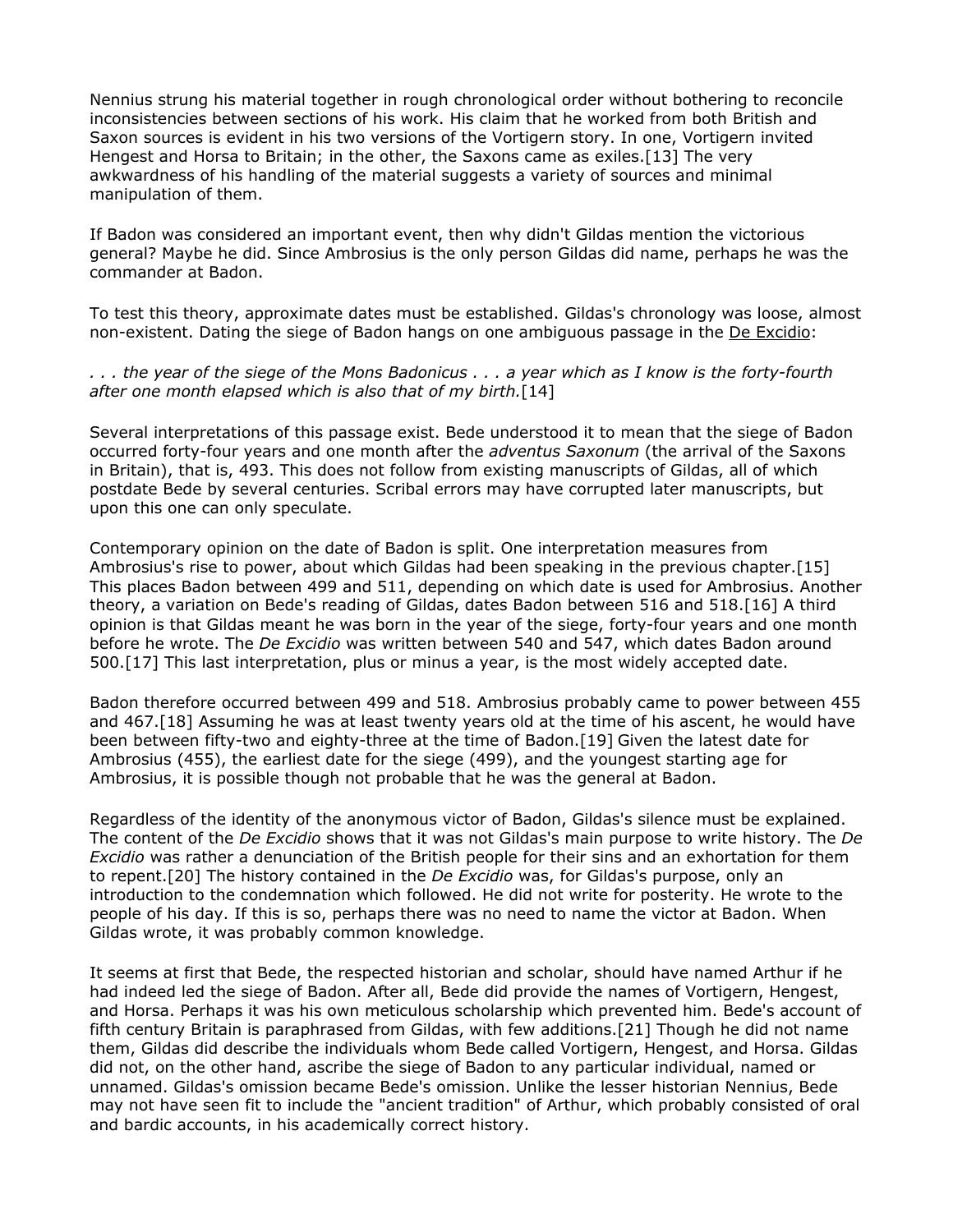Nennius strung his material together in rough chronological order without bothering to reconcile inconsistencies between sections of his work. His claim that he worked from both British and Saxon sources is evident in his two versions of the Vortigern story. In one, Vortigern invited Hengest and Horsa to Britain; in the other, the Saxons came as exiles.[13] The very awkwardness of his handling of the material suggests a variety of sources and minimal manipulation of them.

If Badon was considered an important event, then why didn't Gildas mention the victorious general? Maybe he did. Since Ambrosius is the only person Gildas did name, perhaps he was the commander at Badon.

To test this theory, approximate dates must be established. Gildas's chronology was loose, almost non-existent. Dating the siege of Badon hangs on one ambiguous passage in the De Excidio:

*. . . the year of the siege of the Mons Badonicus . . . a year which as I know is the forty-fourth after one month elapsed which is also that of my birth.*[14]

Several interpretations of this passage exist. Bede understood it to mean that the siege of Badon occurred forty-four years and one month after the *adventus Saxonum* (the arrival of the Saxons in Britain), that is, 493. This does not follow from existing manuscripts of Gildas, all of which postdate Bede by several centuries. Scribal errors may have corrupted later manuscripts, but upon this one can only speculate.

Contemporary opinion on the date of Badon is split. One interpretation measures from Ambrosius's rise to power, about which Gildas had been speaking in the previous chapter.[15] This places Badon between 499 and 511, depending on which date is used for Ambrosius. Another theory, a variation on Bede's reading of Gildas, dates Badon between 516 and 518.[16] A third opinion is that Gildas meant he was born in the year of the siege, forty-four years and one month before he wrote. The *De Excidio* was written between 540 and 547, which dates Badon around 500.[17] This last interpretation, plus or minus a year, is the most widely accepted date.

Badon therefore occurred between 499 and 518. Ambrosius probably came to power between 455 and 467.[18] Assuming he was at least twenty years old at the time of his ascent, he would have been between fifty-two and eighty-three at the time of Badon.[19] Given the latest date for Ambrosius (455), the earliest date for the siege (499), and the youngest starting age for Ambrosius, it is possible though not probable that he was the general at Badon.

Regardless of the identity of the anonymous victor of Badon, Gildas's silence must be explained. The content of the *De Excidio* shows that it was not Gildas's main purpose to write history. The *De Excidio* was rather a denunciation of the British people for their sins and an exhortation for them to repent.[20] The history contained in the *De Excidio* was, for Gildas's purpose, only an introduction to the condemnation which followed. He did not write for posterity. He wrote to the people of his day. If this is so, perhaps there was no need to name the victor at Badon. When Gildas wrote, it was probably common knowledge.

It seems at first that Bede, the respected historian and scholar, should have named Arthur if he had indeed led the siege of Badon. After all, Bede did provide the names of Vortigern, Hengest, and Horsa. Perhaps it was his own meticulous scholarship which prevented him. Bede's account of fifth century Britain is paraphrased from Gildas, with few additions.[21] Though he did not name them, Gildas did describe the individuals whom Bede called Vortigern, Hengest, and Horsa. Gildas did not, on the other hand, ascribe the siege of Badon to any particular individual, named or unnamed. Gildas's omission became Bede's omission. Unlike the lesser historian Nennius, Bede may not have seen fit to include the "ancient tradition" of Arthur, which probably consisted of oral and bardic accounts, in his academically correct history.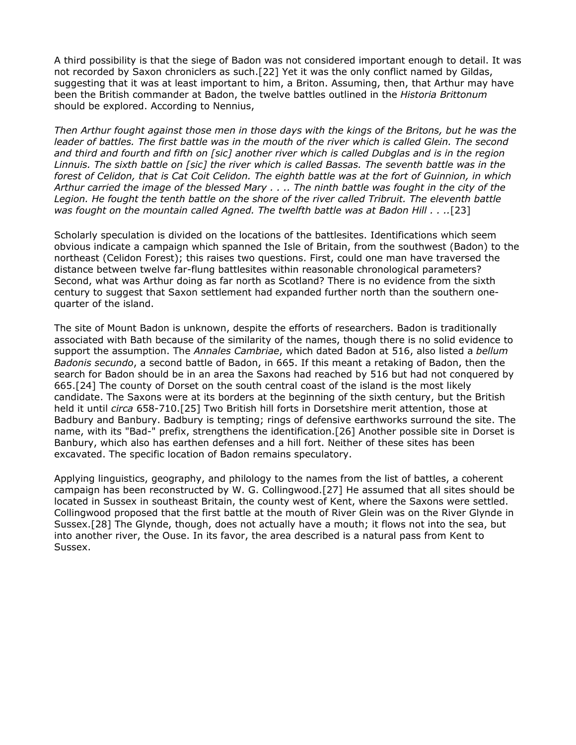A third possibility is that the siege of Badon was not considered important enough to detail. It was not recorded by Saxon chroniclers as such.[22] Yet it was the only conflict named by Gildas, suggesting that it was at least important to him, a Briton. Assuming, then, that Arthur may have been the British commander at Badon, the twelve battles outlined in the *Historia Brittonum* should be explored. According to Nennius,

*Then Arthur fought against those men in those days with the kings of the Britons, but he was the leader of battles. The first battle was in the mouth of the river which is called Glein. The second and third and fourth and fifth on [sic] another river which is called Dubglas and is in the region Linnuis. The sixth battle on [sic] the river which is called Bassas. The seventh battle was in the forest of Celidon, that is Cat Coit Celidon. The eighth battle was at the fort of Guinnion, in which Arthur carried the image of the blessed Mary . . .. The ninth battle was fought in the city of the Legion. He fought the tenth battle on the shore of the river called Tribruit. The eleventh battle was fought on the mountain called Agned. The twelfth battle was at Badon Hill . . ..*[23]

Scholarly speculation is divided on the locations of the battlesites. Identifications which seem obvious indicate a campaign which spanned the Isle of Britain, from the southwest (Badon) to the northeast (Celidon Forest); this raises two questions. First, could one man have traversed the distance between twelve far-flung battlesites within reasonable chronological parameters? Second, what was Arthur doing as far north as Scotland? There is no evidence from the sixth century to suggest that Saxon settlement had expanded further north than the southern one-quarter of the island.

The site of Mount Badon is unknown, despite the efforts of researchers. Badon is traditionally associated with Bath because of the similarity of the names, though there is no solid evidence to support the assumption. The *Annales Cambriae*, which dated Badon at 516, also listed a *bellum Badonis secundo*, a second battle of Badon, in 665. If this meant a retaking of Badon, then the search for Badon should be in an area the Saxons had reached by 516 but had not conquered by 665.[24] The county of Dorset on the south central coast of the island is the most likely candidate. The Saxons were at its borders at the beginning of the sixth century, but the British held it until *circa* 658-710.[25] Two British hill forts in Dorsetshire merit attention, those at Badbury and Banbury. Badbury is tempting; rings of defensive earthworks surround the site. The name, with its "Bad-" prefix, strengthens the identification.[26] Another possible site in Dorset is Banbury, which also has earthen defenses and a hill fort. Neither of these sites has been excavated. The specific location of Badon remains speculatory.

Applying linguistics, geography, and philology to the names from the list of battles, a coherent campaign has been reconstructed by W. G. Collingwood.[27] He assumed that all sites should be located in Sussex in southeast Britain, the county west of Kent, where the Saxons were settled. Collingwood proposed that the first battle at the mouth of River Glein was on the River Glynde in Sussex.[28] The Glynde, though, does not actually have a mouth; it flows not into the sea, but into another river, the Ouse. In its favor, the area described is a natural pass from Kent to Sussex.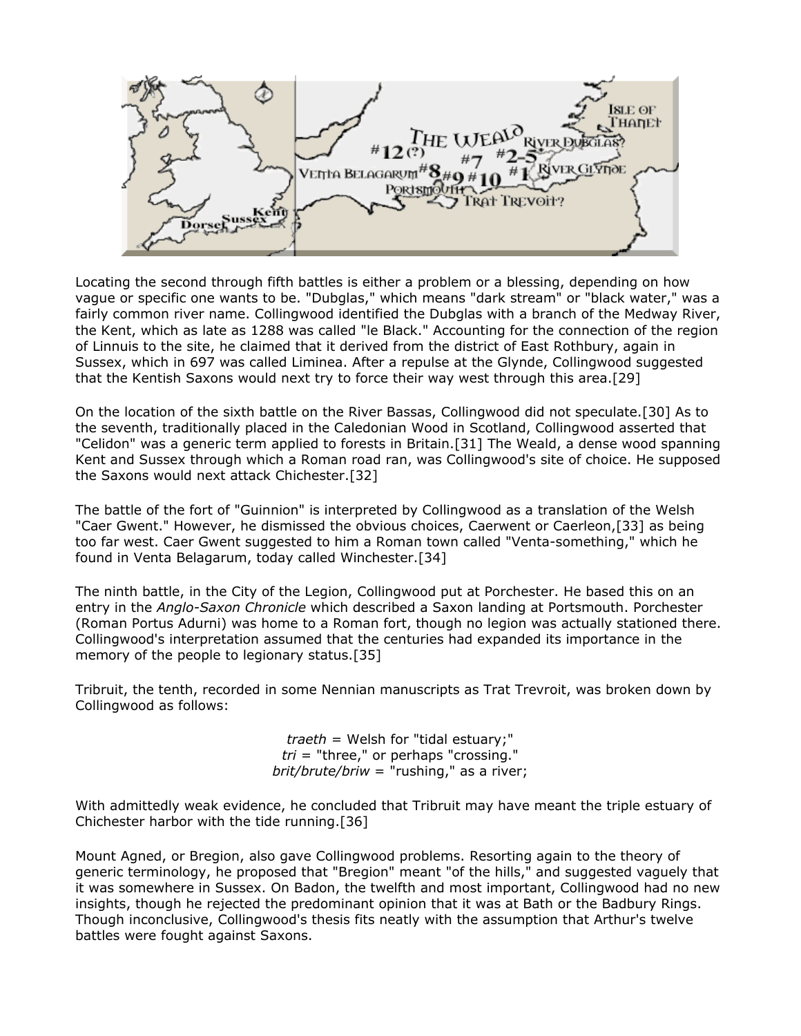Locating the second through fifth battles is either a problem or a blessing, depending on how vague or specific one wants to be. "Dubglas," which means "dark stream" or "black water," was a fairly common river name. Collingwood identified the Dubglas with a branch of the Medway River, the Kent, which as late as 1288 was called "le Black." Accounting for the connection of the region of Linnuis to the site, he claimed that it derived from the district of East Rothbury, again in Sussex, which in 697 was called Liminea. After a repulse at the Glynde, Collingwood suggested that the Kentish Saxons would next try to force their way west through this area.[29]

On the location of the sixth battle on the River Bassas, Collingwood did not speculate.[30] As to the seventh, traditionally placed in the Caledonian Wood in Scotland, Collingwood asserted that "Celidon" was a generic term applied to forests in Britain.[31] The Weald, a dense wood spanning Kent and Sussex through which a Roman road ran, was Collingwood's site of choice. He supposed the Saxons would next attack Chichester.[32]

The battle of the fort of "Guinnion" is interpreted by Collingwood as a translation of the Welsh "Caer Gwent." However, he dismissed the obvious choices, Caerwent or Caerleon,[33] as being too far west. Caer Gwent suggested to him a Roman town called "Venta-something," which he found in Venta Belagarum, today called Winchester.[34]

The ninth battle, in the City of the Legion, Collingwood put at Porchester. He based this on an entry in the *Anglo-Saxon Chronicle* which described a Saxon landing at Portsmouth. Porchester (Roman Portus Adurni) was home to a Roman fort, though no legion was actually stationed there. Collingwood's interpretation assumed that the centuries had expanded its importance in the memory of the people to legionary status.[35]

Tribruit, the tenth, recorded in some Nennian manuscripts as Trat Trevroit, was broken down by Collingwood as follows:

*traeth* = Welsh for "tidal estuary;"
*tri* = "three," or perhaps "crossing."
*brit/brute/briw* = "rushing," as a river;

With admittedly weak evidence, he concluded that Tribruit may have meant the triple estuary of Chichester harbor with the tide running.[36]

Mount Agned, or Bregion, also gave Collingwood problems. Resorting again to the theory of generic terminology, he proposed that "Bregion" meant "of the hills," and suggested vaguely that it was somewhere in Sussex. On Badon, the twelfth and most important, Collingwood had no new insights, though he rejected the predominant opinion that it was at Bath or the Badbury Rings. Though inconclusive, Collingwood's thesis fits neatly with the assumption that Arthur's twelve battles were fought against Saxons.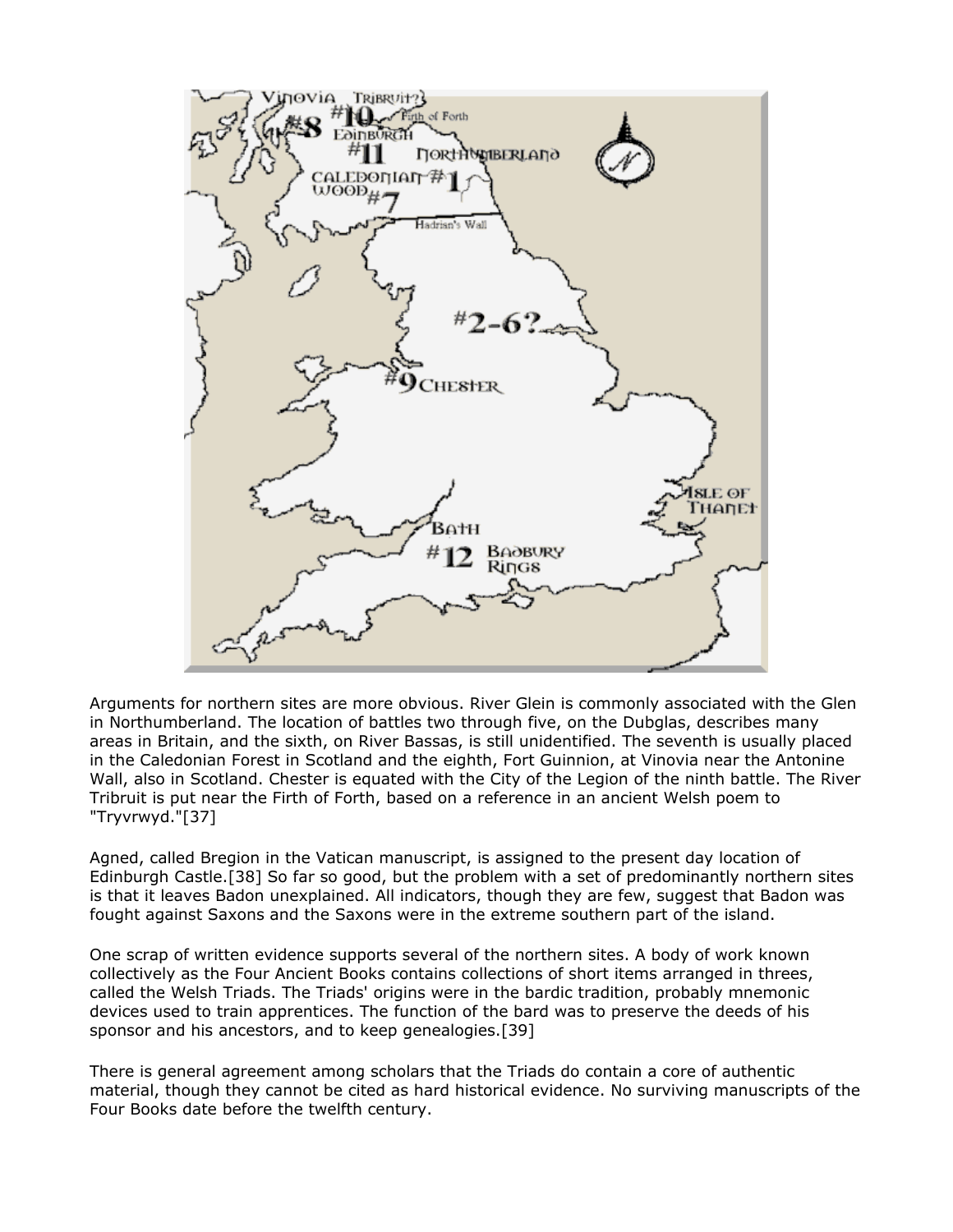Arguments for northern sites are more obvious. River Glein is commonly associated with the Glen in Northumberland. The location of battles two through five, on the Dubglas, describes many areas in Britain, and the sixth, on River Bassas, is still unidentified. The seventh is usually placed in the Caledonian Forest in Scotland and the eighth, Fort Guinnion, at Vinovia near the Antonine Wall, also in Scotland. Chester is equated with the City of the Legion of the ninth battle. The River Tribruit is put near the Firth of Forth, based on a reference in an ancient Welsh poem to "Tryvrwyd."[37]

Agned, called Bregion in the Vatican manuscript, is assigned to the present day location of Edinburgh Castle.[38] So far so good, but the problem with a set of predominantly northern sites is that it leaves Badon unexplained. All indicators, though they are few, suggest that Badon was fought against Saxons and the Saxons were in the extreme southern part of the island.

One scrap of written evidence supports several of the northern sites. A body of work known collectively as the Four Ancient Books contains collections of short items arranged in threes, called the Welsh Triads. The Triads' origins were in the bardic tradition, probably mnemonic devices used to train apprentices. The function of the bard was to preserve the deeds of his sponsor and his ancestors, and to keep genealogies.[39]

There is general agreement among scholars that the Triads do contain a core of authentic material, though they cannot be cited as hard historical evidence. No surviving manuscripts of the Four Books date before the twelfth century.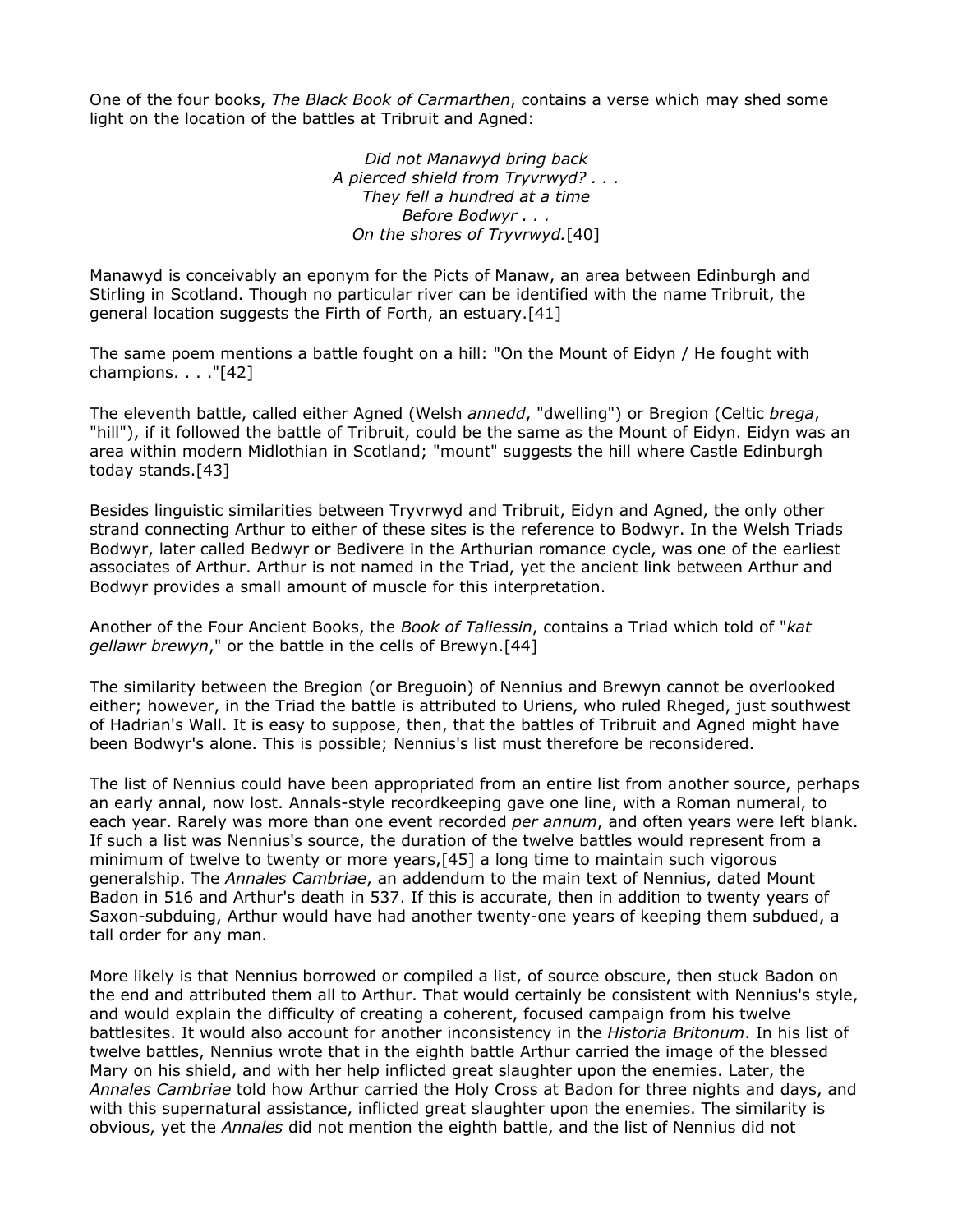One of the four books, *The Black Book of Carmarthen*, contains a verse which may shed some light on the location of the battles at Tribruit and Agned:

> *Did not Manawyd bring back*
> *A pierced shield from Tryvrwyd? . . .*
> *They fell a hundred at a time*
> *Before Bodwyr . . .*
> *On the shores of Tryvrwyd.*[40]

Manawyd is conceivably an eponym for the Picts of Manaw, an area between Edinburgh and Stirling in Scotland. Though no particular river can be identified with the name Tribruit, the general location suggests the Firth of Forth, an estuary.[41]

The same poem mentions a battle fought on a hill: "On the Mount of Eidyn / He fought with champions. . . ."[42]

The eleventh battle, called either Agned (Welsh *annedd*, "dwelling") or Bregion (Celtic *brega*, "hill"), if it followed the battle of Tribruit, could be the same as the Mount of Eidyn. Eidyn was an area within modern Midlothian in Scotland; "mount" suggests the hill where Castle Edinburgh today stands.[43]

Besides linguistic similarities between Tryvrwyd and Tribruit, Eidyn and Agned, the only other strand connecting Arthur to either of these sites is the reference to Bodwyr. In the Welsh Triads Bodwyr, later called Bedwyr or Bedivere in the Arthurian romance cycle, was one of the earliest associates of Arthur. Arthur is not named in the Triad, yet the ancient link between Arthur and Bodwyr provides a small amount of muscle for this interpretation.

Another of the Four Ancient Books, the *Book of Taliessin*, contains a Triad which told of "*kat gellawr brewyn*," or the battle in the cells of Brewyn.[44]

The similarity between the Bregion (or Breguoin) of Nennius and Brewyn cannot be overlooked either; however, in the Triad the battle is attributed to Uriens, who ruled Rheged, just southwest of Hadrian's Wall. It is easy to suppose, then, that the battles of Tribruit and Agned might have been Bodwyr's alone. This is possible; Nennius's list must therefore be reconsidered.

The list of Nennius could have been appropriated from an entire list from another source, perhaps an early annal, now lost. Annals-style recordkeeping gave one line, with a Roman numeral, to each year. Rarely was more than one event recorded *per annum*, and often years were left blank. If such a list was Nennius's source, the duration of the twelve battles would represent from a minimum of twelve to twenty or more years,[45] a long time to maintain such vigorous generalship. The *Annales Cambriae*, an addendum to the main text of Nennius, dated Mount Badon in 516 and Arthur's death in 537. If this is accurate, then in addition to twenty years of Saxon-subduing, Arthur would have had another twenty-one years of keeping them subdued, a tall order for any man.

More likely is that Nennius borrowed or compiled a list, of source obscure, then stuck Badon on the end and attributed them all to Arthur. That would certainly be consistent with Nennius's style, and would explain the difficulty of creating a coherent, focused campaign from his twelve battlesites. It would also account for another inconsistency in the *Historia Britonum*. In his list of twelve battles, Nennius wrote that in the eighth battle Arthur carried the image of the blessed Mary on his shield, and with her help inflicted great slaughter upon the enemies. Later, the *Annales Cambriae* told how Arthur carried the Holy Cross at Badon for three nights and days, and with this supernatural assistance, inflicted great slaughter upon the enemies. The similarity is obvious, yet the *Annales* did not mention the eighth battle, and the list of Nennius did not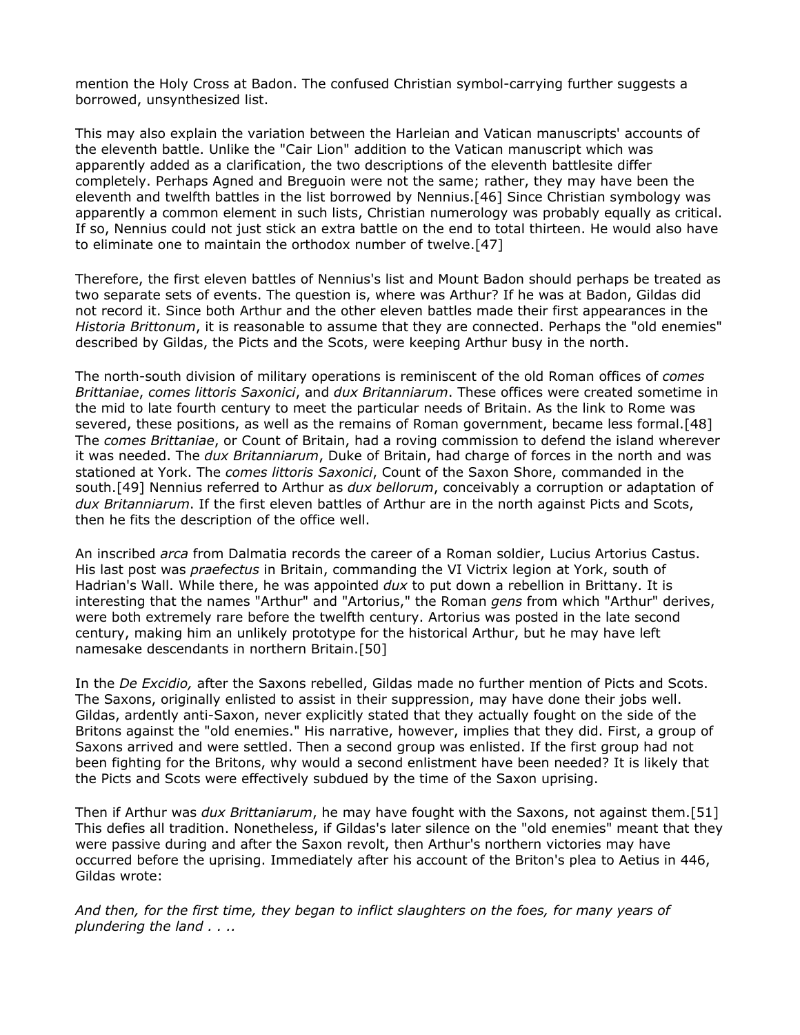mention the Holy Cross at Badon. The confused Christian symbol-carrying further suggests a borrowed, unsynthesized list.

This may also explain the variation between the Harleian and Vatican manuscripts' accounts of the eleventh battle. Unlike the "Cair Lion" addition to the Vatican manuscript which was apparently added as a clarification, the two descriptions of the eleventh battlesite differ completely. Perhaps Agned and Breguoin were not the same; rather, they may have been the eleventh and twelfth battles in the list borrowed by Nennius.[46] Since Christian symbology was apparently a common element in such lists, Christian numerology was probably equally as critical. If so, Nennius could not just stick an extra battle on the end to total thirteen. He would also have to eliminate one to maintain the orthodox number of twelve.[47]

Therefore, the first eleven battles of Nennius's list and Mount Badon should perhaps be treated as two separate sets of events. The question is, where was Arthur? If he was at Badon, Gildas did not record it. Since both Arthur and the other eleven battles made their first appearances in the *Historia Brittonum*, it is reasonable to assume that they are connected. Perhaps the "old enemies" described by Gildas, the Picts and the Scots, were keeping Arthur busy in the north.

The north-south division of military operations is reminiscent of the old Roman offices of *comes Brittaniae*, *comes littoris Saxonici*, and *dux Britanniarum*. These offices were created sometime in the mid to late fourth century to meet the particular needs of Britain. As the link to Rome was severed, these positions, as well as the remains of Roman government, became less formal.[48] The *comes Brittaniae*, or Count of Britain, had a roving commission to defend the island wherever it was needed. The *dux Britanniarum*, Duke of Britain, had charge of forces in the north and was stationed at York. The *comes littoris Saxonici*, Count of the Saxon Shore, commanded in the south.[49] Nennius referred to Arthur as *dux bellorum*, conceivably a corruption or adaptation of *dux Britanniarum*. If the first eleven battles of Arthur are in the north against Picts and Scots, then he fits the description of the office well.

An inscribed *arca* from Dalmatia records the career of a Roman soldier, Lucius Artorius Castus. His last post was *praefectus* in Britain, commanding the VI Victrix legion at York, south of Hadrian's Wall. While there, he was appointed *dux* to put down a rebellion in Brittany. It is interesting that the names "Arthur" and "Artorius," the Roman *gens* from which "Arthur" derives, were both extremely rare before the twelfth century. Artorius was posted in the late second century, making him an unlikely prototype for the historical Arthur, but he may have left namesake descendants in northern Britain.[50]

In the *De Excidio,* after the Saxons rebelled, Gildas made no further mention of Picts and Scots. The Saxons, originally enlisted to assist in their suppression, may have done their jobs well. Gildas, ardently anti-Saxon, never explicitly stated that they actually fought on the side of the Britons against the "old enemies." His narrative, however, implies that they did. First, a group of Saxons arrived and were settled. Then a second group was enlisted. If the first group had not been fighting for the Britons, why would a second enlistment have been needed? It is likely that the Picts and Scots were effectively subdued by the time of the Saxon uprising.

Then if Arthur was *dux Brittaniarum*, he may have fought with the Saxons, not against them.[51] This defies all tradition. Nonetheless, if Gildas's later silence on the "old enemies" meant that they were passive during and after the Saxon revolt, then Arthur's northern victories may have occurred before the uprising. Immediately after his account of the Briton's plea to Aetius in 446, Gildas wrote:

*And then, for the first time, they began to inflict slaughters on the foes, for many years of plundering the land . . ..*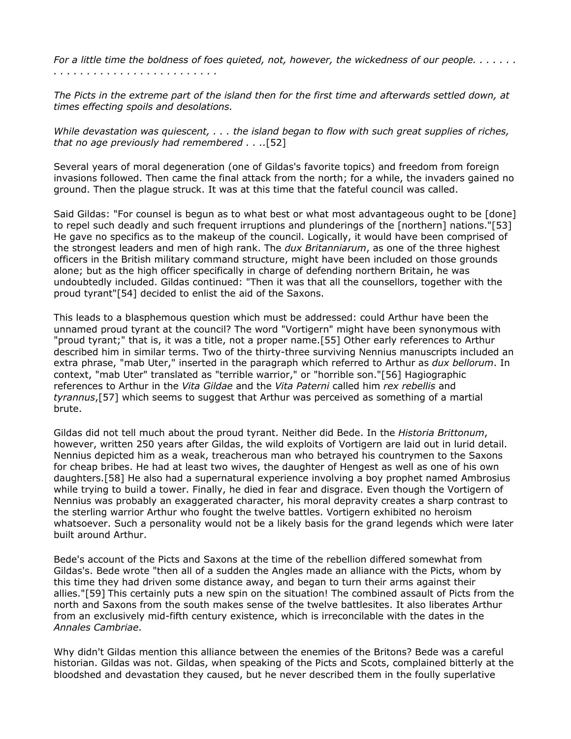*For a little time the boldness of foes quieted, not, however, the wickedness of our people. . . . . . . . . . . . . . . . . . . . . . . . . . . . .*

*The Picts in the extreme part of the island then for the first time and afterwards settled down, at times effecting spoils and desolations.*

*While devastation was quiescent, . . . the island began to flow with such great supplies of riches, that no age previously had remembered . . .*.[52]

Several years of moral degeneration (one of Gildas's favorite topics) and freedom from foreign invasions followed. Then came the final attack from the north; for a while, the invaders gained no ground. Then the plague struck. It was at this time that the fateful council was called.

Said Gildas: "For counsel is begun as to what best or what most advantageous ought to be [done] to repel such deadly and such frequent irruptions and plunderings of the [northern] nations."[53] He gave no specifics as to the makeup of the council. Logically, it would have been comprised of the strongest leaders and men of high rank. The *dux Britanniarum*, as one of the three highest officers in the British military command structure, might have been included on those grounds alone; but as the high officer specifically in charge of defending northern Britain, he was undoubtedly included. Gildas continued: "Then it was that all the counsellors, together with the proud tyrant"[54] decided to enlist the aid of the Saxons.

This leads to a blasphemous question which must be addressed: could Arthur have been the unnamed proud tyrant at the council? The word "Vortigern" might have been synonymous with "proud tyrant;" that is, it was a title, not a proper name.[55] Other early references to Arthur described him in similar terms. Two of the thirty-three surviving Nennius manuscripts included an extra phrase, "mab Uter," inserted in the paragraph which referred to Arthur as *dux bellorum*. In context, "mab Uter" translated as "terrible warrior," or "horrible son."[56] Hagiographic references to Arthur in the *Vita Gildae* and the *Vita Paterni* called him *rex rebellis* and *tyrannus*,[57] which seems to suggest that Arthur was perceived as something of a martial brute.

Gildas did not tell much about the proud tyrant. Neither did Bede. In the *Historia Brittonum*, however, written 250 years after Gildas, the wild exploits of Vortigern are laid out in lurid detail. Nennius depicted him as a weak, treacherous man who betrayed his countrymen to the Saxons for cheap bribes. He had at least two wives, the daughter of Hengest as well as one of his own daughters.[58] He also had a supernatural experience involving a boy prophet named Ambrosius while trying to build a tower. Finally, he died in fear and disgrace. Even though the Vortigern of Nennius was probably an exaggerated character, his moral depravity creates a sharp contrast to the sterling warrior Arthur who fought the twelve battles. Vortigern exhibited no heroism whatsoever. Such a personality would not be a likely basis for the grand legends which were later built around Arthur.

Bede's account of the Picts and Saxons at the time of the rebellion differed somewhat from Gildas's. Bede wrote "then all of a sudden the Angles made an alliance with the Picts, whom by this time they had driven some distance away, and began to turn their arms against their allies."[59] This certainly puts a new spin on the situation! The combined assault of Picts from the north and Saxons from the south makes sense of the twelve battlesites. It also liberates Arthur from an exclusively mid-fifth century existence, which is irreconcilable with the dates in the *Annales Cambriae*.

Why didn't Gildas mention this alliance between the enemies of the Britons? Bede was a careful historian. Gildas was not. Gildas, when speaking of the Picts and Scots, complained bitterly at the bloodshed and devastation they caused, but he never described them in the foully superlative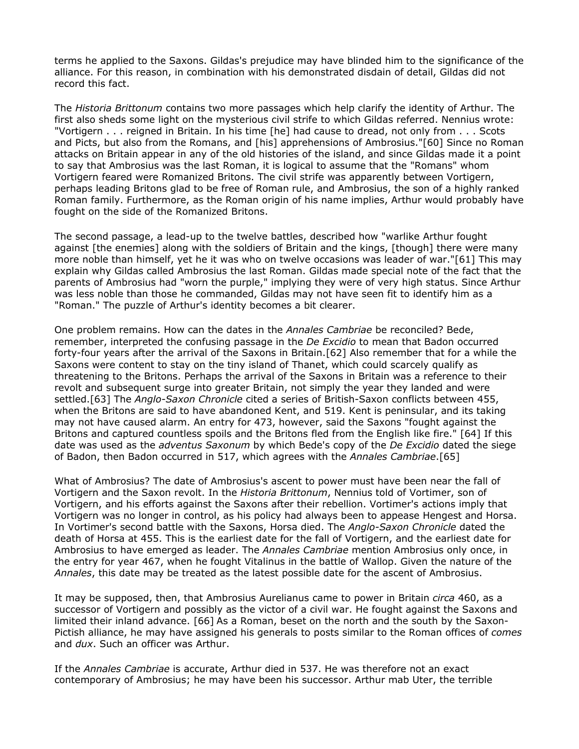terms he applied to the Saxons. Gildas's prejudice may have blinded him to the significance of the alliance. For this reason, in combination with his demonstrated disdain of detail, Gildas did not record this fact.

The *Historia Brittonum* contains two more passages which help clarify the identity of Arthur. The first also sheds some light on the mysterious civil strife to which Gildas referred. Nennius wrote: "Vortigern . . . reigned in Britain. In his time [he] had cause to dread, not only from . . . Scots and Picts, but also from the Romans, and [his] apprehensions of Ambrosius."[60] Since no Roman attacks on Britain appear in any of the old histories of the island, and since Gildas made it a point to say that Ambrosius was the last Roman, it is logical to assume that the "Romans" whom Vortigern feared were Romanized Britons. The civil strife was apparently between Vortigern, perhaps leading Britons glad to be free of Roman rule, and Ambrosius, the son of a highly ranked Roman family. Furthermore, as the Roman origin of his name implies, Arthur would probably have fought on the side of the Romanized Britons.

The second passage, a lead-up to the twelve battles, described how "warlike Arthur fought against [the enemies] along with the soldiers of Britain and the kings, [though] there were many more noble than himself, yet he it was who on twelve occasions was leader of war."[61] This may explain why Gildas called Ambrosius the last Roman. Gildas made special note of the fact that the parents of Ambrosius had "worn the purple," implying they were of very high status. Since Arthur was less noble than those he commanded, Gildas may not have seen fit to identify him as a "Roman." The puzzle of Arthur's identity becomes a bit clearer.

One problem remains. How can the dates in the *Annales Cambriae* be reconciled? Bede, remember, interpreted the confusing passage in the *De Excidio* to mean that Badon occurred forty-four years after the arrival of the Saxons in Britain.[62] Also remember that for a while the Saxons were content to stay on the tiny island of Thanet, which could scarcely qualify as threatening to the Britons. Perhaps the arrival of the Saxons in Britain was a reference to their revolt and subsequent surge into greater Britain, not simply the year they landed and were settled.[63] The *Anglo-Saxon Chronicle* cited a series of British-Saxon conflicts between 455, when the Britons are said to have abandoned Kent, and 519. Kent is peninsular, and its taking may not have caused alarm. An entry for 473, however, said the Saxons "fought against the Britons and captured countless spoils and the Britons fled from the English like fire." [64] If this date was used as the *adventus Saxonum* by which Bede's copy of the *De Excidio* dated the siege of Badon, then Badon occurred in 517, which agrees with the *Annales Cambriae*.[65]

What of Ambrosius? The date of Ambrosius's ascent to power must have been near the fall of Vortigern and the Saxon revolt. In the *Historia Brittonum*, Nennius told of Vortimer, son of Vortigern, and his efforts against the Saxons after their rebellion. Vortimer's actions imply that Vortigern was no longer in control, as his policy had always been to appease Hengest and Horsa. In Vortimer's second battle with the Saxons, Horsa died. The *Anglo-Saxon Chronicle* dated the death of Horsa at 455. This is the earliest date for the fall of Vortigern, and the earliest date for Ambrosius to have emerged as leader. The *Annales Cambriae* mention Ambrosius only once, in the entry for year 467, when he fought Vitalinus in the battle of Wallop. Given the nature of the *Annales*, this date may be treated as the latest possible date for the ascent of Ambrosius.

It may be supposed, then, that Ambrosius Aurelianus came to power in Britain *circa* 460, as a successor of Vortigern and possibly as the victor of a civil war. He fought against the Saxons and limited their inland advance. [66] As a Roman, beset on the north and the south by the Saxon-Pictish alliance, he may have assigned his generals to posts similar to the Roman offices of *comes* and *dux*. Such an officer was Arthur.

If the *Annales Cambriae* is accurate, Arthur died in 537. He was therefore not an exact contemporary of Ambrosius; he may have been his successor. Arthur mab Uter, the terrible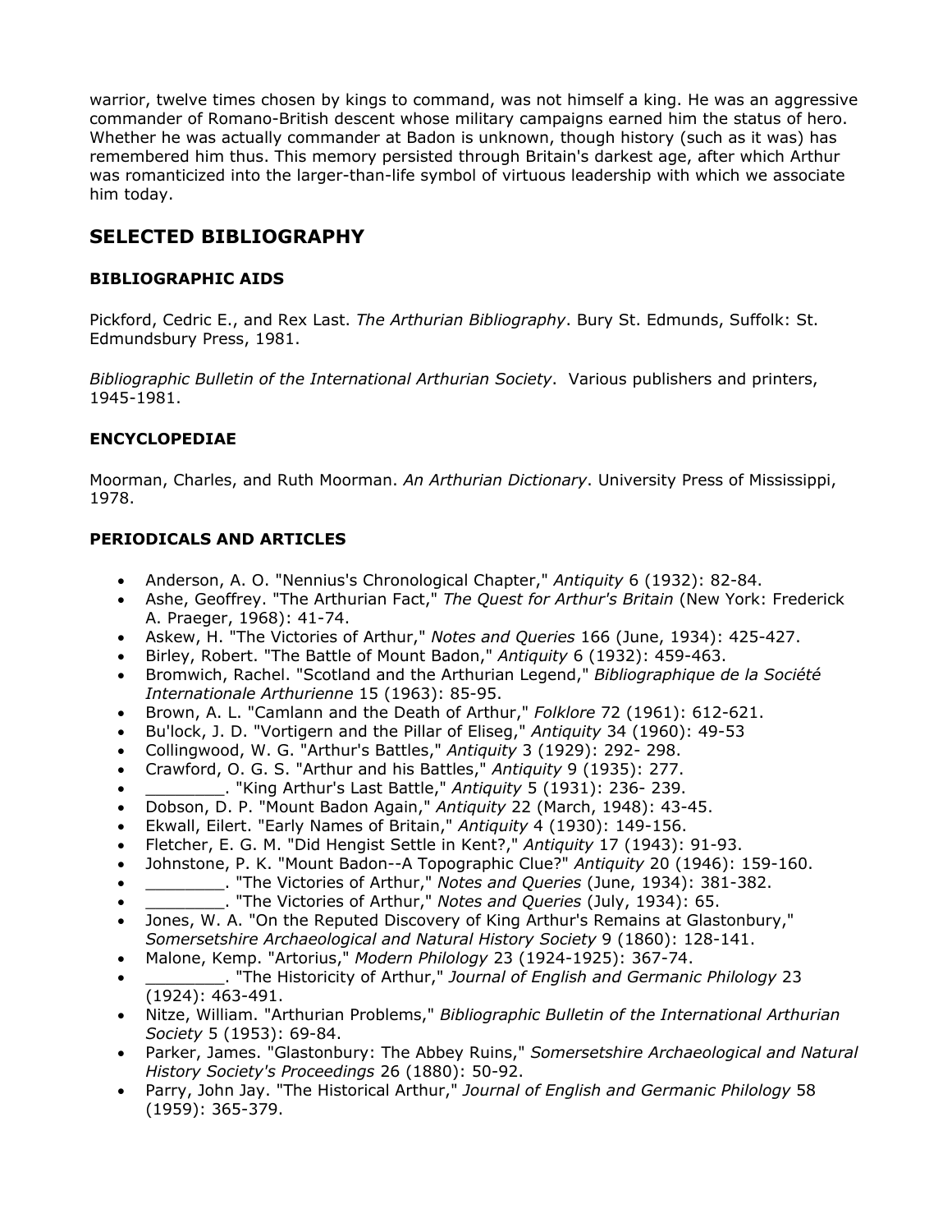warrior, twelve times chosen by kings to command, was not himself a king. He was an aggressive commander of Romano-British descent whose military campaigns earned him the status of hero. Whether he was actually commander at Badon is unknown, though history (such as it was) has remembered him thus. This memory persisted through Britain's darkest age, after which Arthur was romanticized into the larger-than-life symbol of virtuous leadership with which we associate him today.

## SELECTED BIBLIOGRAPHY

### BIBLIOGRAPHIC AIDS

Pickford, Cedric E., and Rex Last. *The Arthurian Bibliography*. Bury St. Edmunds, Suffolk: St. Edmundsbury Press, 1981.

*Bibliographic Bulletin of the International Arthurian Society*. Various publishers and printers, 1945-1981.

### ENCYCLOPEDIAE

Moorman, Charles, and Ruth Moorman. *An Arthurian Dictionary*. University Press of Mississippi, 1978.

### PERIODICALS AND ARTICLES

- Anderson, A. O. "Nennius's Chronological Chapter," *Antiquity* 6 (1932): 82-84.
- Ashe, Geoffrey. "The Arthurian Fact," *The Quest for Arthur's Britain* (New York: Frederick A. Praeger, 1968): 41-74.
- Askew, H. "The Victories of Arthur," *Notes and Queries* 166 (June, 1934): 425-427.
- Birley, Robert. "The Battle of Mount Badon," *Antiquity* 6 (1932): 459-463.
- Bromwich, Rachel. "Scotland and the Arthurian Legend," *Bibliographique de la Société Internationale Arthurienne* 15 (1963): 85-95.
- Brown, A. L. "Camlann and the Death of Arthur," *Folklore* 72 (1961): 612-621.
- Bu'lock, J. D. "Vortigern and the Pillar of Eliseg," *Antiquity* 34 (1960): 49-53
- Collingwood, W. G. "Arthur's Battles," *Antiquity* 3 (1929): 292- 298.
- Crawford, O. G. S. "Arthur and his Battles," *Antiquity* 9 (1935): 277.
- ________. "King Arthur's Last Battle," *Antiquity* 5 (1931): 236- 239.
- Dobson, D. P. "Mount Badon Again," *Antiquity* 22 (March, 1948): 43-45.
- Ekwall, Eilert. "Early Names of Britain," *Antiquity* 4 (1930): 149-156.
- Fletcher, E. G. M. "Did Hengist Settle in Kent?," *Antiquity* 17 (1943): 91-93.
- Johnstone, P. K. "Mount Badon--A Topographic Clue?" *Antiquity* 20 (1946): 159-160.
- ________. "The Victories of Arthur," *Notes and Queries* (June, 1934): 381-382.
- ________. "The Victories of Arthur," *Notes and Queries* (July, 1934): 65.
- Jones, W. A. "On the Reputed Discovery of King Arthur's Remains at Glastonbury," *Somersetshire Archaeological and Natural History Society* 9 (1860): 128-141.
- Malone, Kemp. "Artorius," *Modern Philology* 23 (1924-1925): 367-74.
- ________. "The Historicity of Arthur," *Journal of English and Germanic Philology* 23 (1924): 463-491.
- Nitze, William. "Arthurian Problems," *Bibliographic Bulletin of the International Arthurian Society* 5 (1953): 69-84.
- Parker, James. "Glastonbury: The Abbey Ruins," *Somersetshire Archaeological and Natural History Society's Proceedings* 26 (1880): 50-92.
- Parry, John Jay. "The Historical Arthur," *Journal of English and Germanic Philology* 58 (1959): 365-379.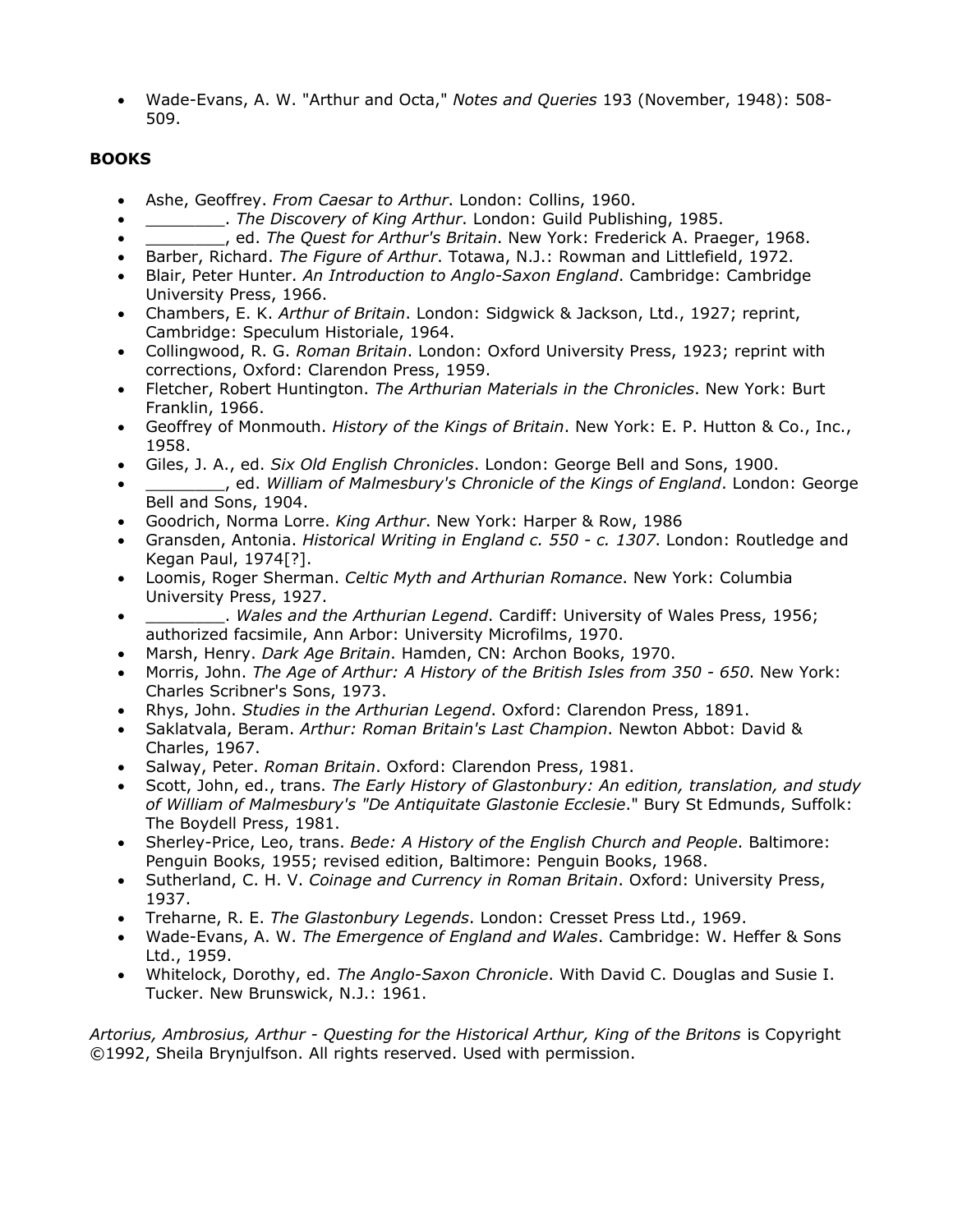- Wade-Evans, A. W. "Arthur and Octa," *Notes and Queries* 193 (November, 1948): 508-509.

**BOOKS**

- Ashe, Geoffrey. *From Caesar to Arthur*. London: Collins, 1960.
- ________. *The Discovery of King Arthur*. London: Guild Publishing, 1985.
- ________, ed. *The Quest for Arthur's Britain*. New York: Frederick A. Praeger, 1968.
- Barber, Richard. *The Figure of Arthur*. Totawa, N.J.: Rowman and Littlefield, 1972.
- Blair, Peter Hunter. *An Introduction to Anglo-Saxon England*. Cambridge: Cambridge University Press, 1966.
- Chambers, E. K. *Arthur of Britain*. London: Sidgwick & Jackson, Ltd., 1927; reprint, Cambridge: Speculum Historiale, 1964.
- Collingwood, R. G. *Roman Britain*. London: Oxford University Press, 1923; reprint with corrections, Oxford: Clarendon Press, 1959.
- Fletcher, Robert Huntington. *The Arthurian Materials in the Chronicles*. New York: Burt Franklin, 1966.
- Geoffrey of Monmouth. *History of the Kings of Britain*. New York: E. P. Hutton & Co., Inc., 1958.
- Giles, J. A., ed. *Six Old English Chronicles*. London: George Bell and Sons, 1900.
- ________, ed. *William of Malmesbury's Chronicle of the Kings of England*. London: George Bell and Sons, 1904.
- Goodrich, Norma Lorre. *King Arthur*. New York: Harper & Row, 1986
- Gransden, Antonia. *Historical Writing in England c. 550 - c. 1307*. London: Routledge and Kegan Paul, 1974[?].
- Loomis, Roger Sherman. *Celtic Myth and Arthurian Romance*. New York: Columbia University Press, 1927.
- ________. *Wales and the Arthurian Legend*. Cardiff: University of Wales Press, 1956; authorized facsimile, Ann Arbor: University Microfilms, 1970.
- Marsh, Henry. *Dark Age Britain*. Hamden, CN: Archon Books, 1970.
- Morris, John. *The Age of Arthur: A History of the British Isles from 350 - 650*. New York: Charles Scribner's Sons, 1973.
- Rhys, John. *Studies in the Arthurian Legend*. Oxford: Clarendon Press, 1891.
- Saklatvala, Beram. *Arthur: Roman Britain's Last Champion*. Newton Abbot: David & Charles, 1967.
- Salway, Peter. *Roman Britain*. Oxford: Clarendon Press, 1981.
- Scott, John, ed., trans. *The Early History of Glastonbury: An edition, translation, and study of William of Malmesbury's "De Antiquitate Glastonie Ecclesie*." Bury St Edmunds, Suffolk: The Boydell Press, 1981.
- Sherley-Price, Leo, trans. *Bede: A History of the English Church and People*. Baltimore: Penguin Books, 1955; revised edition, Baltimore: Penguin Books, 1968.
- Sutherland, C. H. V. *Coinage and Currency in Roman Britain*. Oxford: University Press, 1937.
- Treharne, R. E. *The Glastonbury Legends*. London: Cresset Press Ltd., 1969.
- Wade-Evans, A. W. *The Emergence of England and Wales*. Cambridge: W. Heffer & Sons Ltd., 1959.
- Whitelock, Dorothy, ed. *The Anglo-Saxon Chronicle*. With David C. Douglas and Susie I. Tucker. New Brunswick, N.J.: 1961.

*Artorius, Ambrosius, Arthur - Questing for the Historical Arthur, King of the Britons* is Copyright ©1992, Sheila Brynjulfson. All rights reserved. Used with permission.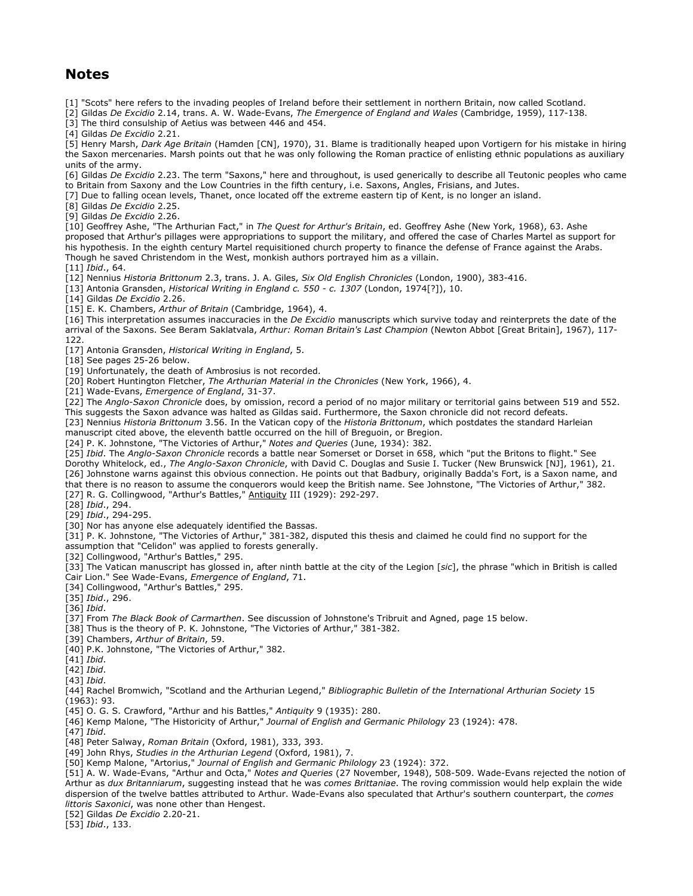## Notes

[1] "Scots" here refers to the invading peoples of Ireland before their settlement in northern Britain, now called Scotland.
[2] Gildas *De Excidio* 2.14, trans. A. W. Wade-Evans, *The Emergence of England and Wales* (Cambridge, 1959), 117-138.
[3] The third consulship of Aetius was between 446 and 454.
[4] Gildas *De Excidio* 2.21.
[5] Henry Marsh, *Dark Age Britain* (Hamden [CN], 1970), 31. Blame is traditionally heaped upon Vortigern for his mistake in hiring the Saxon mercenaries. Marsh points out that he was only following the Roman practice of enlisting ethnic populations as auxiliary units of the army.
[6] Gildas *De Excidio* 2.23. The term "Saxons," here and throughout, is used generically to describe all Teutonic peoples who came to Britain from Saxony and the Low Countries in the fifth century, i.e. Saxons, Angles, Frisians, and Jutes.
[7] Due to falling ocean levels, Thanet, once located off the extreme eastern tip of Kent, is no longer an island.
[8] Gildas *De Excidio* 2.25.
[9] Gildas *De Excidio* 2.26.
[10] Geoffrey Ashe, "The Arthurian Fact," in *The Quest for Arthur's Britain*, ed. Geoffrey Ashe (New York, 1968), 63. Ashe proposed that Arthur's pillages were appropriations to support the military, and offered the case of Charles Martel as support for his hypothesis. In the eighth century Martel requisitioned church property to finance the defense of France against the Arabs. Though he saved Christendom in the West, monkish authors portrayed him as a villain.
[11] *Ibid*., 64.
[12] Nennius *Historia Brittonum* 2.3, trans. J. A. Giles, *Six Old English Chronicles* (London, 1900), 383-416.
[13] Antonia Gransden, *Historical Writing in England c. 550 - c. 1307* (London, 1974[?]), 10.
[14] Gildas *De Excidio* 2.26.
[15] E. K. Chambers, *Arthur of Britain* (Cambridge, 1964), 4.
[16] This interpretation assumes inaccuracies in the *De Excidio* manuscripts which survive today and reinterprets the date of the arrival of the Saxons. See Beram Saklatvala, *Arthur: Roman Britain's Last Champion* (Newton Abbot [Great Britain], 1967), 117-122.
[17] Antonia Gransden, *Historical Writing in England*, 5.
[18] See pages 25-26 below.
[19] Unfortunately, the death of Ambrosius is not recorded.
[20] Robert Huntington Fletcher, *The Arthurian Material in the Chronicles* (New York, 1966), 4.
[21] Wade-Evans, *Emergence of England*, 31-37.
[22] The *Anglo-Saxon Chronicle* does, by omission, record a period of no major military or territorial gains between 519 and 552. This suggests the Saxon advance was halted as Gildas said. Furthermore, the Saxon chronicle did not record defeats.
[23] Nennius *Historia Brittonum* 3.56. In the Vatican copy of the *Historia Brittonum*, which postdates the standard Harleian manuscript cited above, the eleventh battle occurred on the hill of Breguoin, or Bregion.
[24] P. K. Johnstone, "The Victories of Arthur," *Notes and Queries* (June, 1934): 382.
[25] *Ibid*. The *Anglo-Saxon Chronicle* records a battle near Somerset or Dorset in 658, which "put the Britons to flight." See Dorothy Whitelock, ed., *The Anglo-Saxon Chronicle*, with David C. Douglas and Susie I. Tucker (New Brunswick [NJ], 1961), 21.
[26] Johnstone warns against this obvious connection. He points out that Badbury, originally Badda's Fort, is a Saxon name, and that there is no reason to assume the conquerors would keep the British name. See Johnstone, "The Victories of Arthur," 382.
[27] R. G. Collingwood, "Arthur's Battles," Antiquity III (1929): 292-297.
[28] *Ibid*., 294.
[29] *Ibid*., 294-295.
[30] Nor has anyone else adequately identified the Bassas.
[31] P. K. Johnstone, "The Victories of Arthur," 381-382, disputed this thesis and claimed he could find no support for the assumption that "Celidon" was applied to forests generally.
[32] Collingwood, "Arthur's Battles," 295.
[33] The Vatican manuscript has glossed in, after ninth battle at the city of the Legion [*sic*], the phrase "which in British is called Cair Lion." See Wade-Evans, *Emergence of England*, 71.
[34] Collingwood, "Arthur's Battles," 295.
[35] *Ibid*., 296.
[36] *Ibid*.
[37] From *The Black Book of Carmarthen*. See discussion of Johnstone's Tribruit and Agned, page 15 below.
[38] Thus is the theory of P. K. Johnstone, "The Victories of Arthur," 381-382.
[39] Chambers, *Arthur of Britain*, 59.
[40] P.K. Johnstone, "The Victories of Arthur," 382.
[41] *Ibid*.
[42] *Ibid*.
[43] *Ibid*.
[44] Rachel Bromwich, "Scotland and the Arthurian Legend," *Bibliographic Bulletin of the International Arthurian Society* 15 (1963): 93.
[45] O. G. S. Crawford, "Arthur and his Battles," *Antiquity* 9 (1935): 280.
[46] Kemp Malone, "The Historicity of Arthur," *Journal of English and Germanic Philology* 23 (1924): 478.
[47] *Ibid*.
[48] Peter Salway, *Roman Britain* (Oxford, 1981), 333, 393.
[49] John Rhys, *Studies in the Arthurian Legend* (Oxford, 1981), 7.
[50] Kemp Malone, "Artorius," *Journal of English and Germanic Philology* 23 (1924): 372.
[51] A. W. Wade-Evans, "Arthur and Octa," *Notes and Queries* (27 November, 1948), 508-509. Wade-Evans rejected the notion of Arthur as *dux Britanniarum*, suggesting instead that he was *comes Brittaniae*. The roving commission would help explain the wide dispersion of the twelve battles attributed to Arthur. Wade-Evans also speculated that Arthur's southern counterpart, the *comes littoris Saxonici*, was none other than Hengest.
[52] Gildas *De Excidio* 2.20-21.
[53] *Ibid*., 133.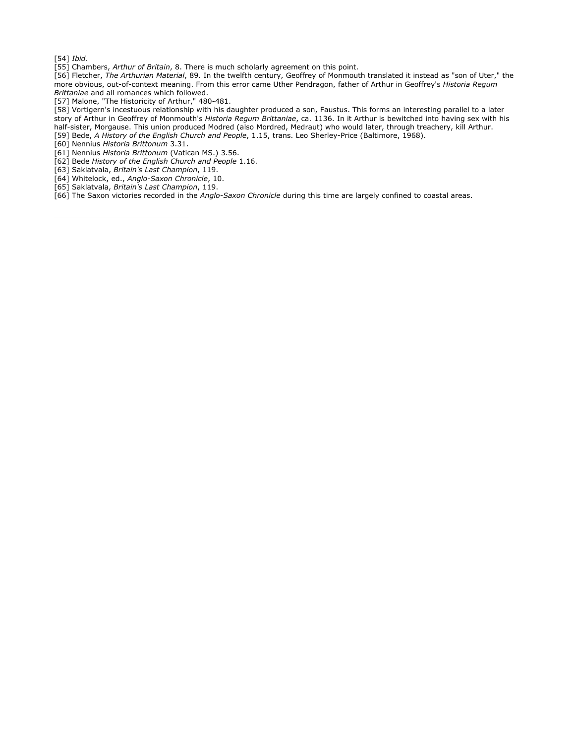[54] *Ibid*.

[55] Chambers, *Arthur of Britain*, 8. There is much scholarly agreement on this point.

[56] Fletcher, *The Arthurian Material*, 89. In the twelfth century, Geoffrey of Monmouth translated it instead as "son of Uter," the more obvious, out-of-context meaning. From this error came Uther Pendragon, father of Arthur in Geoffrey's *Historia Regum Brittaniae* and all romances which followed.

[57] Malone, "The Historicity of Arthur," 480-481.

[58] Vortigern's incestuous relationship with his daughter produced a son, Faustus. This forms an interesting parallel to a later story of Arthur in Geoffrey of Monmouth's *Historia Regum Brittaniae*, ca. 1136. In it Arthur is bewitched into having sex with his half-sister, Morgause. This union produced Modred (also Mordred, Medraut) who would later, through treachery, kill Arthur.

[59] Bede, *A History of the English Church and People*, 1.15, trans. Leo Sherley-Price (Baltimore, 1968).

[60] Nennius *Historia Brittonum* 3.31.

[61] Nennius *Historia Brittonum* (Vatican MS.) 3.56.

[62] Bede *History of the English Church and People* 1.16.

[63] Saklatvala, *Britain's Last Champion*, 119.

[64] Whitelock, ed., *Anglo-Saxon Chronicle*, 10.

[65] Saklatvala, *Britain's Last Champion*, 119.

[66] The Saxon victories recorded in the *Anglo-Saxon Chronicle* during this time are largely confined to coastal areas.